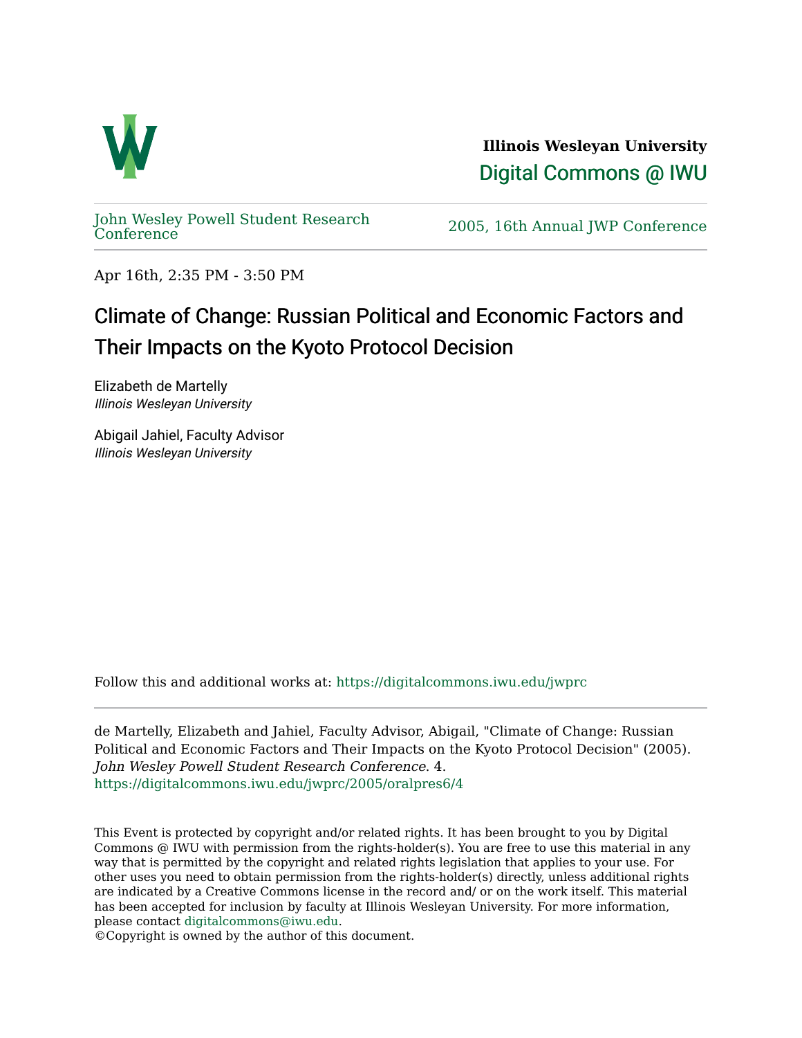**Illinois Wesleyan University**

Digital Commons @ IWU

John Wesley Powell Student Research Conference

2005, 16th Annual JWP Conference

Apr 16th, 2:35 PM - 3:50 PM

# Climate of Change: Russian Political and Economic Factors and Their Impacts on the Kyoto Protocol Decision

Elizabeth de Martelly
*Illinois Wesleyan University*

Abigail Jahiel, Faculty Advisor
*Illinois Wesleyan University*

Follow this and additional works at: https://digitalcommons.iwu.edu/jwprc

de Martelly, Elizabeth and Jahiel, Faculty Advisor, Abigail, "Climate of Change: Russian Political and Economic Factors and Their Impacts on the Kyoto Protocol Decision" (2005). *John Wesley Powell Student Research Conference*. 4.
https://digitalcommons.iwu.edu/jwprc/2005/oralpres6/4

This Event is protected by copyright and/or related rights. It has been brought to you by Digital Commons @ IWU with permission from the rights-holder(s). You are free to use this material in any way that is permitted by the copyright and related rights legislation that applies to your use. For other uses you need to obtain permission from the rights-holder(s) directly, unless additional rights are indicated by a Creative Commons license in the record and/ or on the work itself. This material has been accepted for inclusion by faculty at Illinois Wesleyan University. For more information, please contact digitalcommons@iwu.edu.
©Copyright is owned by the author of this document.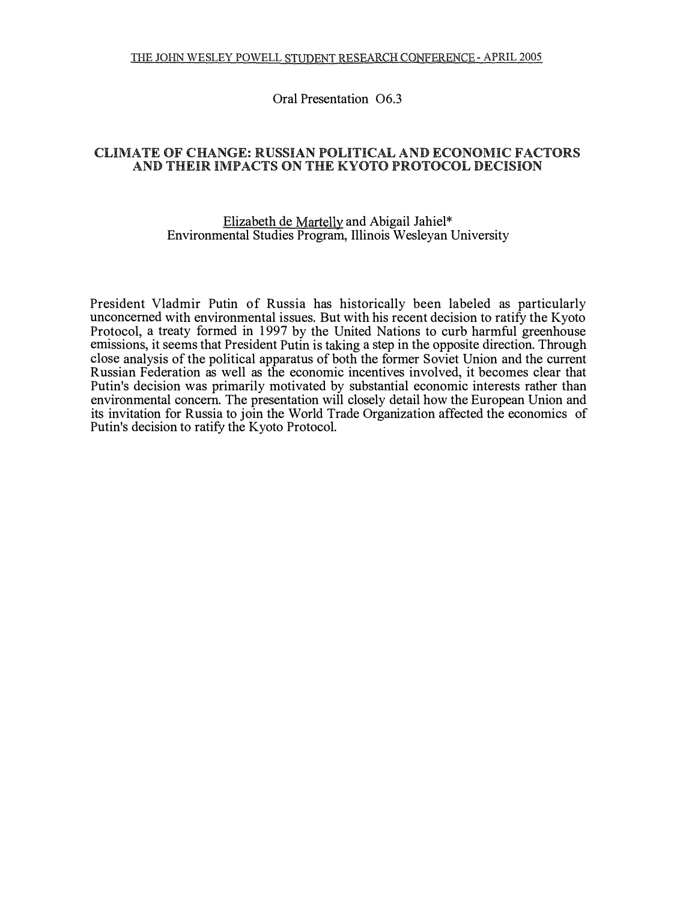THE JOHN WESLEY POWELL STUDENT RESEARCH CONFERENCE - APRIL 2005

Oral Presentation O6.3

## CLIMATE OF CHANGE: RUSSIAN POLITICAL AND ECONOMIC FACTORS AND THEIR IMPACTS ON THE KYOTO PROTOCOL DECISION

Elizabeth de Martelly and Abigail Jahiel*
Environmental Studies Program, Illinois Wesleyan University

President Vladmir Putin of Russia has historically been labeled as particularly unconcerned with environmental issues. But with his recent decision to ratify the Kyoto Protocol, a treaty formed in 1997 by the United Nations to curb harmful greenhouse emissions, it seems that President Putin is taking a step in the opposite direction. Through close analysis of the political apparatus of both the former Soviet Union and the current Russian Federation as well as the economic incentives involved, it becomes clear that Putin's decision was primarily motivated by substantial economic interests rather than environmental concern. The presentation will closely detail how the European Union and its invitation for Russia to join the World Trade Organization affected the economics of Putin's decision to ratify the Kyoto Protocol.